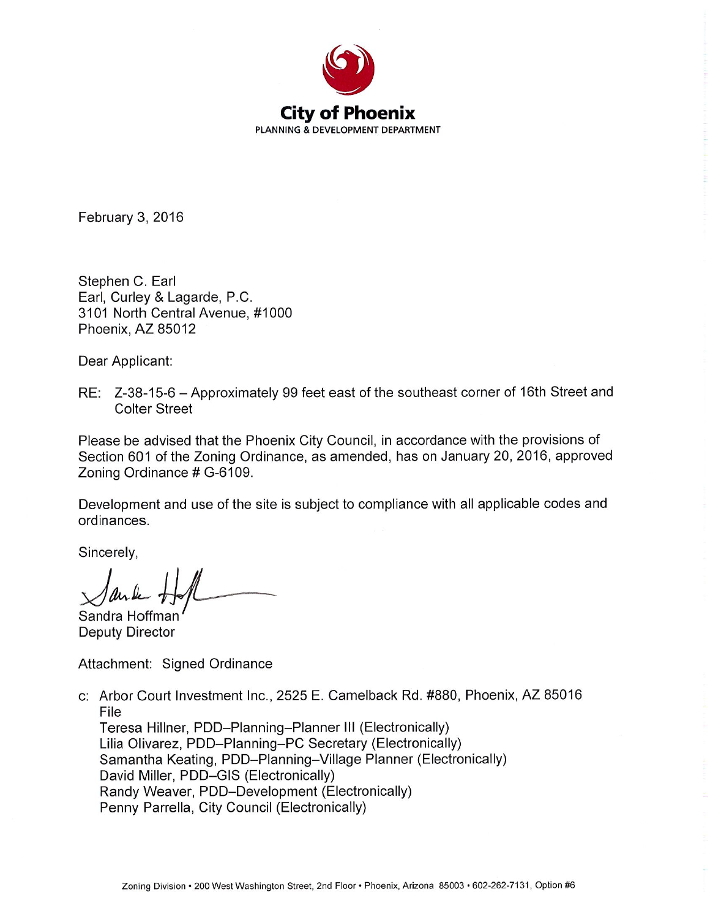**City of Phoenix**
PLANNING & DEVELOPMENT DEPARTMENT

February 3, 2016

Stephen C. Earl
Earl, Curley & Lagarde, P.C.
3101 North Central Avenue, #1000
Phoenix, AZ 85012

Dear Applicant:

RE: Z-38-15-6 – Approximately 99 feet east of the southeast corner of 16th Street and Colter Street

Please be advised that the Phoenix City Council, in accordance with the provisions of Section 601 of the Zoning Ordinance, as amended, has on January 20, 2016, approved Zoning Ordinance # G-6109.

Development and use of the site is subject to compliance with all applicable codes and ordinances.

Sincerely,

Sandra Hoffman
Deputy Director

Attachment: Signed Ordinance

c: Arbor Court Investment Inc., 2525 E. Camelback Rd. #880, Phoenix, AZ 85016
File
Teresa Hillner, PDD–Planning–Planner III (Electronically)
Lilia Olivarez, PDD–Planning–PC Secretary (Electronically)
Samantha Keating, PDD–Planning–Village Planner (Electronically)
David Miller, PDD–GIS (Electronically)
Randy Weaver, PDD–Development (Electronically)
Penny Parrella, City Council (Electronically)

Zoning Division • 200 West Washington Street, 2nd Floor • Phoenix, Arizona 85003 • 602-262-7131, Option #6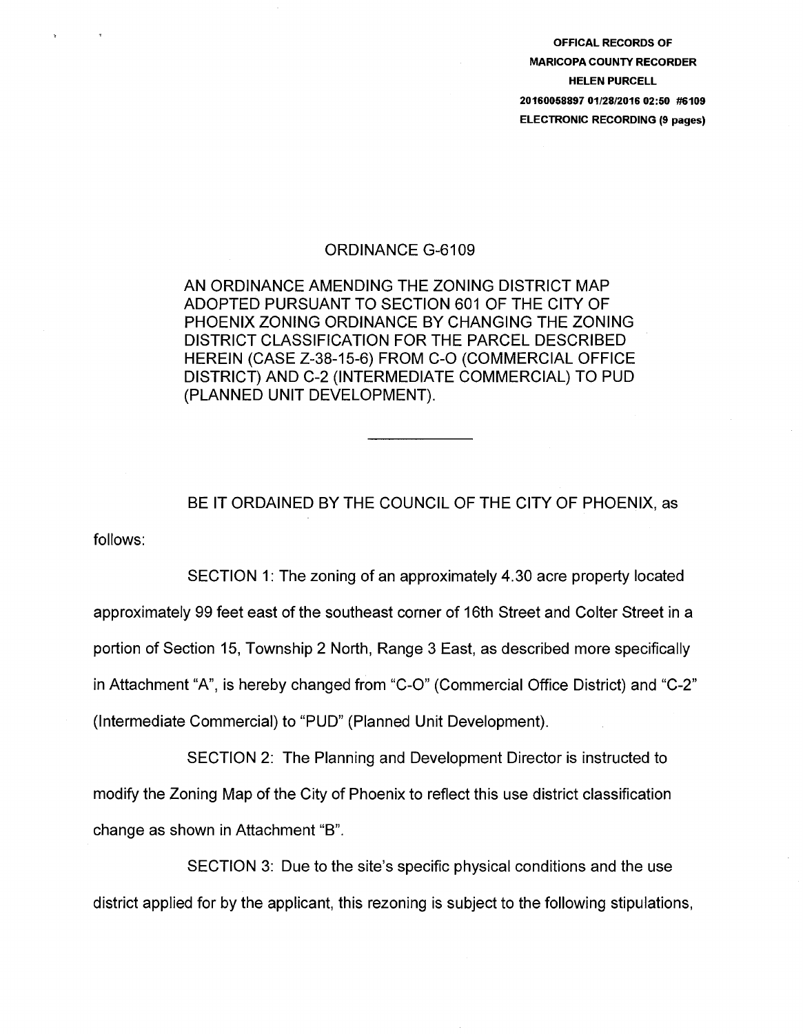**OFFICAL RECORDS OF**
**MARICOPA COUNTY RECORDER**
**HELEN PURCELL**
**20160058897 01/28/2016 02:50 #6109**
**ELECTRONIC RECORDING (9 pages)**

# ORDINANCE G-6109

AN ORDINANCE AMENDING THE ZONING DISTRICT MAP ADOPTED PURSUANT TO SECTION 601 OF THE CITY OF PHOENIX ZONING ORDINANCE BY CHANGING THE ZONING DISTRICT CLASSIFICATION FOR THE PARCEL DESCRIBED HEREIN (CASE Z-38-15-6) FROM C-O (COMMERCIAL OFFICE DISTRICT) AND C-2 (INTERMEDIATE COMMERCIAL) TO PUD (PLANNED UNIT DEVELOPMENT).

---

BE IT ORDAINED BY THE COUNCIL OF THE CITY OF PHOENIX, as follows:

SECTION 1: The zoning of an approximately 4.30 acre property located approximately 99 feet east of the southeast corner of 16th Street and Colter Street in a portion of Section 15, Township 2 North, Range 3 East, as described more specifically in Attachment "A", is hereby changed from "C-O" (Commercial Office District) and "C-2" (Intermediate Commercial) to "PUD" (Planned Unit Development).

SECTION 2: The Planning and Development Director is instructed to modify the Zoning Map of the City of Phoenix to reflect this use district classification change as shown in Attachment "B".

SECTION 3: Due to the site's specific physical conditions and the use district applied for by the applicant, this rezoning is subject to the following stipulations,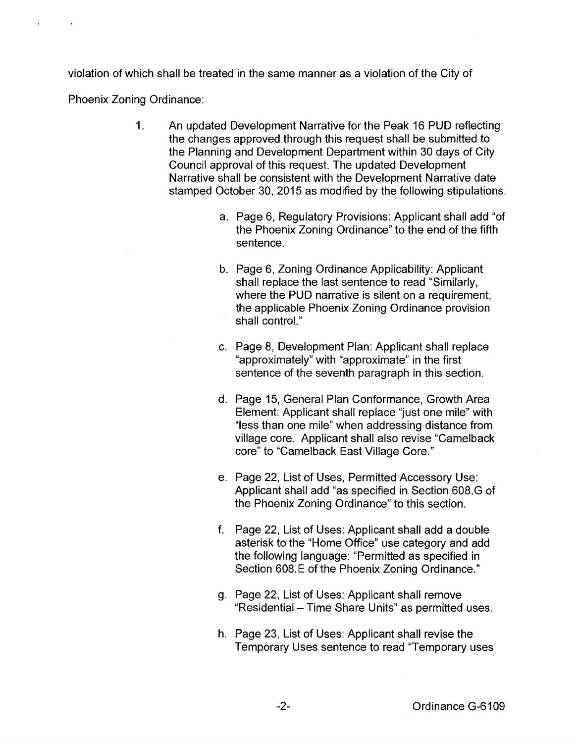violation of which shall be treated in the same manner as a violation of the City of Phoenix Zoning Ordinance:

1. An updated Development Narrative for the Peak 16 PUD reflecting the changes approved through this request shall be submitted to the Planning and Development Department within 30 days of City Council approval of this request. The updated Development Narrative shall be consistent with the Development Narrative date stamped October 30, 2015 as modified by the following stipulations.

   a. Page 6, Regulatory Provisions: Applicant shall add "of the Phoenix Zoning Ordinance" to the end of the fifth sentence.

   b. Page 6, Zoning Ordinance Applicability: Applicant shall replace the last sentence to read "Similarly, where the PUD narrative is silent on a requirement, the applicable Phoenix Zoning Ordinance provision shall control."

   c. Page 8, Development Plan: Applicant shall replace "approximately" with "approximate" in the first sentence of the seventh paragraph in this section.

   d. Page 15, General Plan Conformance, Growth Area Element: Applicant shall replace "just one mile" with "less than one mile" when addressing distance from village core. Applicant shall also revise "Camelback core" to "Camelback East Village Core."

   e. Page 22, List of Uses, Permitted Accessory Use: Applicant shall add "as specified in Section 608.G of the Phoenix Zoning Ordinance" to this section.

   f. Page 22, List of Uses: Applicant shall add a double asterisk to the "Home Office" use category and add the following language: "Permitted as specified in Section 608.E of the Phoenix Zoning Ordinance."

   g. Page 22, List of Uses: Applicant shall remove "Residential – Time Share Units" as permitted uses.

   h. Page 23, List of Uses: Applicant shall revise the Temporary Uses sentence to read "Temporary uses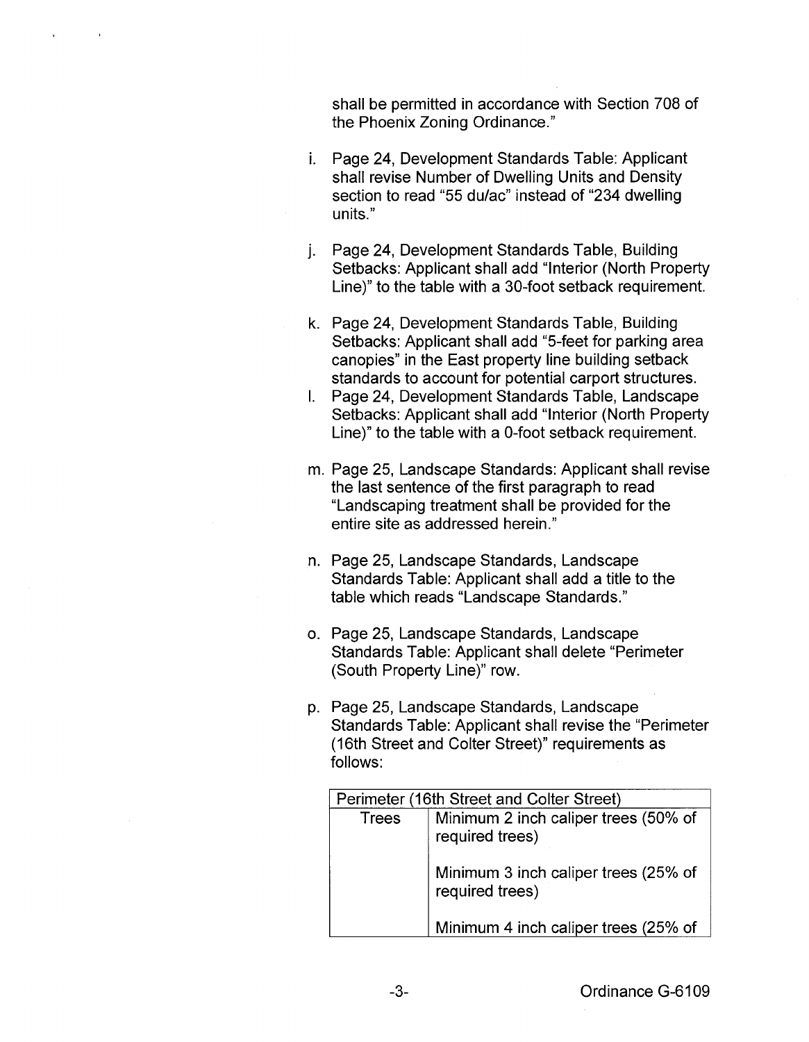shall be permitted in accordance with Section 708 of the Phoenix Zoning Ordinance."

i. Page 24, Development Standards Table: Applicant shall revise Number of Dwelling Units and Density section to read "55 du/ac" instead of "234 dwelling units."

j. Page 24, Development Standards Table, Building Setbacks: Applicant shall add "Interior (North Property Line)" to the table with a 30-foot setback requirement.

k. Page 24, Development Standards Table, Building Setbacks: Applicant shall add "5-feet for parking area canopies" in the East property line building setback standards to account for potential carport structures.

l. Page 24, Development Standards Table, Landscape Setbacks: Applicant shall add "Interior (North Property Line)" to the table with a 0-foot setback requirement.

m. Page 25, Landscape Standards: Applicant shall revise the last sentence of the first paragraph to read "Landscaping treatment shall be provided for the entire site as addressed herein."

n. Page 25, Landscape Standards, Landscape Standards Table: Applicant shall add a title to the table which reads "Landscape Standards."

o. Page 25, Landscape Standards, Landscape Standards Table: Applicant shall delete "Perimeter (South Property Line)" row.

p. Page 25, Landscape Standards, Landscape Standards Table: Applicant shall revise the "Perimeter (16th Street and Colter Street)" requirements as follows:

| Perimeter (16th Street and Colter Street) | |
|---|---|
| Trees | Minimum 2 inch caliper trees (50% of required trees) |
| | Minimum 3 inch caliper trees (25% of required trees) |
| | Minimum 4 inch caliper trees (25% of |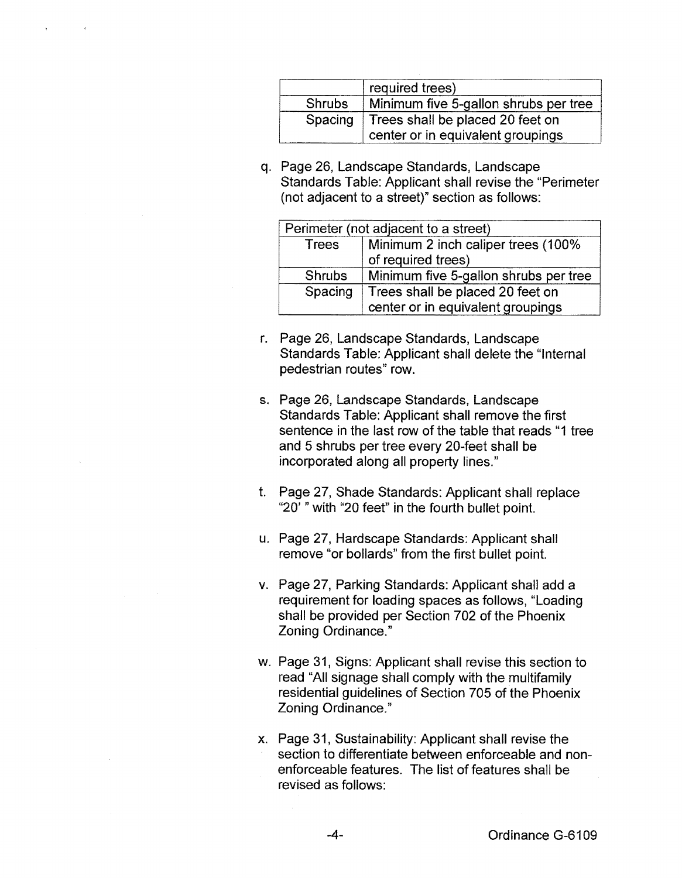| | required trees) |
|---|---|
| Shrubs | Minimum five 5-gallon shrubs per tree |
| Spacing | Trees shall be placed 20 feet on center or in equivalent groupings |

q. Page 26, Landscape Standards, Landscape Standards Table: Applicant shall revise the "Perimeter (not adjacent to a street)" section as follows:

| Perimeter (not adjacent to a street) | |
|---|---|
| Trees | Minimum 2 inch caliper trees (100% of required trees) |
| Shrubs | Minimum five 5-gallon shrubs per tree |
| Spacing | Trees shall be placed 20 feet on center or in equivalent groupings |

r. Page 26, Landscape Standards, Landscape Standards Table: Applicant shall delete the "Internal pedestrian routes" row.

s. Page 26, Landscape Standards, Landscape Standards Table: Applicant shall remove the first sentence in the last row of the table that reads "1 tree and 5 shrubs per tree every 20-feet shall be incorporated along all property lines."

t. Page 27, Shade Standards: Applicant shall replace "20' " with "20 feet" in the fourth bullet point.

u. Page 27, Hardscape Standards: Applicant shall remove "or bollards" from the first bullet point.

v. Page 27, Parking Standards: Applicant shall add a requirement for loading spaces as follows, "Loading shall be provided per Section 702 of the Phoenix Zoning Ordinance."

w. Page 31, Signs: Applicant shall revise this section to read "All signage shall comply with the multifamily residential guidelines of Section 705 of the Phoenix Zoning Ordinance."

x. Page 31, Sustainability: Applicant shall revise the section to differentiate between enforceable and non-enforceable features. The list of features shall be revised as follows: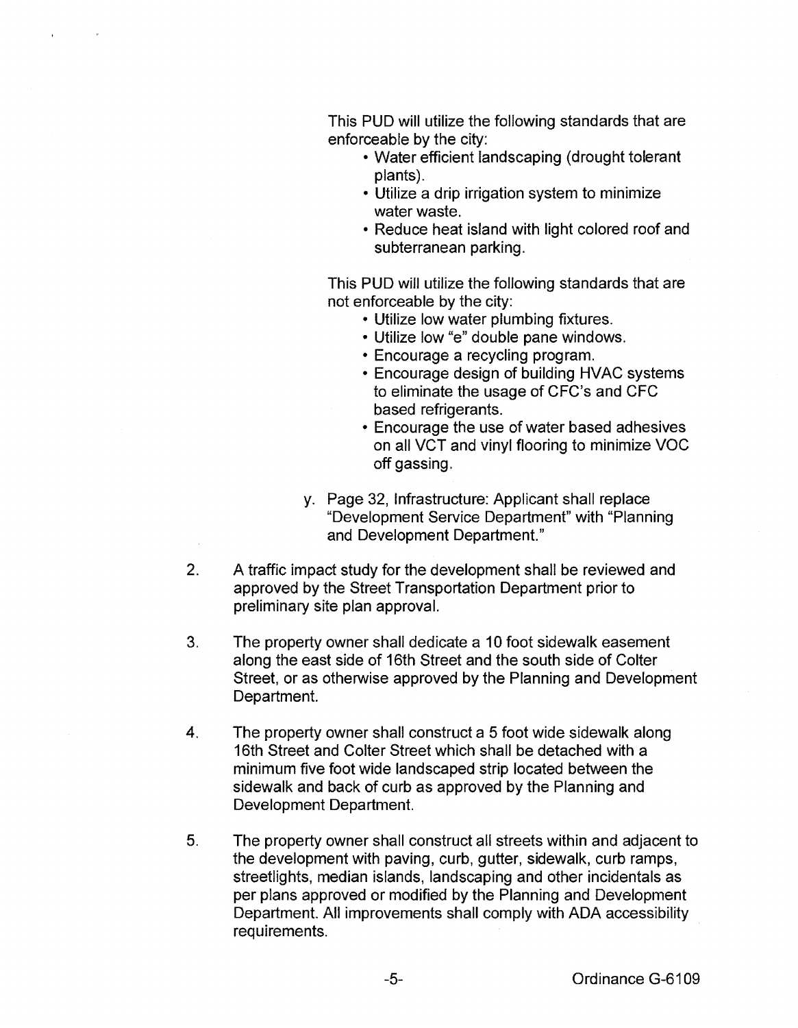This PUD will utilize the following standards that are enforceable by the city:

- Water efficient landscaping (drought tolerant plants).
- Utilize a drip irrigation system to minimize water waste.
- Reduce heat island with light colored roof and subterranean parking.

This PUD will utilize the following standards that are not enforceable by the city:

- Utilize low water plumbing fixtures.
- Utilize low "e" double pane windows.
- Encourage a recycling program.
- Encourage design of building HVAC systems to eliminate the usage of CFC's and CFC based refrigerants.
- Encourage the use of water based adhesives on all VCT and vinyl flooring to minimize VOC off gassing.

y. Page 32, Infrastructure: Applicant shall replace "Development Service Department" with "Planning and Development Department."

2. A traffic impact study for the development shall be reviewed and approved by the Street Transportation Department prior to preliminary site plan approval.

3. The property owner shall dedicate a 10 foot sidewalk easement along the east side of 16th Street and the south side of Colter Street, or as otherwise approved by the Planning and Development Department.

4. The property owner shall construct a 5 foot wide sidewalk along 16th Street and Colter Street which shall be detached with a minimum five foot wide landscaped strip located between the sidewalk and back of curb as approved by the Planning and Development Department.

5. The property owner shall construct all streets within and adjacent to the development with paving, curb, gutter, sidewalk, curb ramps, streetlights, median islands, landscaping and other incidentals as per plans approved or modified by the Planning and Development Department. All improvements shall comply with ADA accessibility requirements.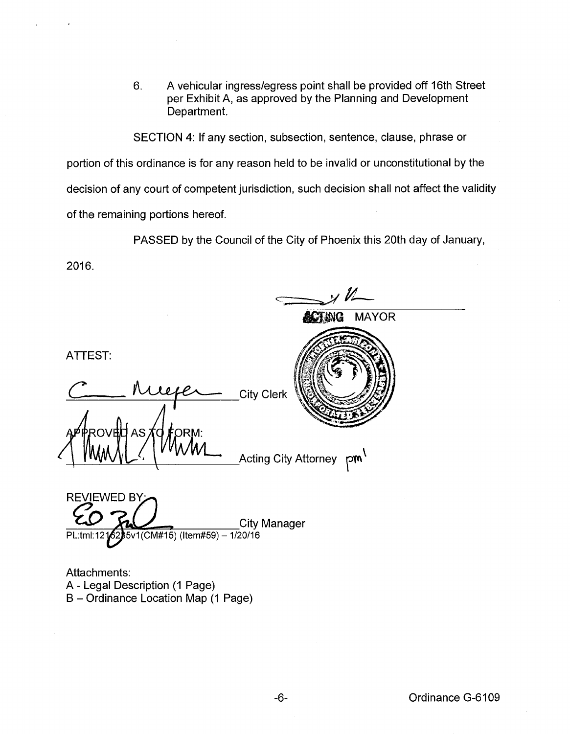6. A vehicular ingress/egress point shall be provided off 16th Street per Exhibit A, as approved by the Planning and Development Department.

SECTION 4: If any section, subsection, sentence, clause, phrase or portion of this ordinance is for any reason held to be invalid or unconstitutional by the decision of any court of competent jurisdiction, such decision shall not affect the validity of the remaining portions hereof.

PASSED by the Council of the City of Phoenix this 20th day of January, 2016.

ACTING MAYOR

ATTEST:

City Clerk

APPROVED AS TO FORM:

Acting City Attorney pm

REVIEWED BY:

City Manager

PL:tml:1216235v1(CM#15) (Item#59) – 1/20/16

Attachments:
A - Legal Description (1 Page)
B – Ordinance Location Map (1 Page)

Ordinance G-6109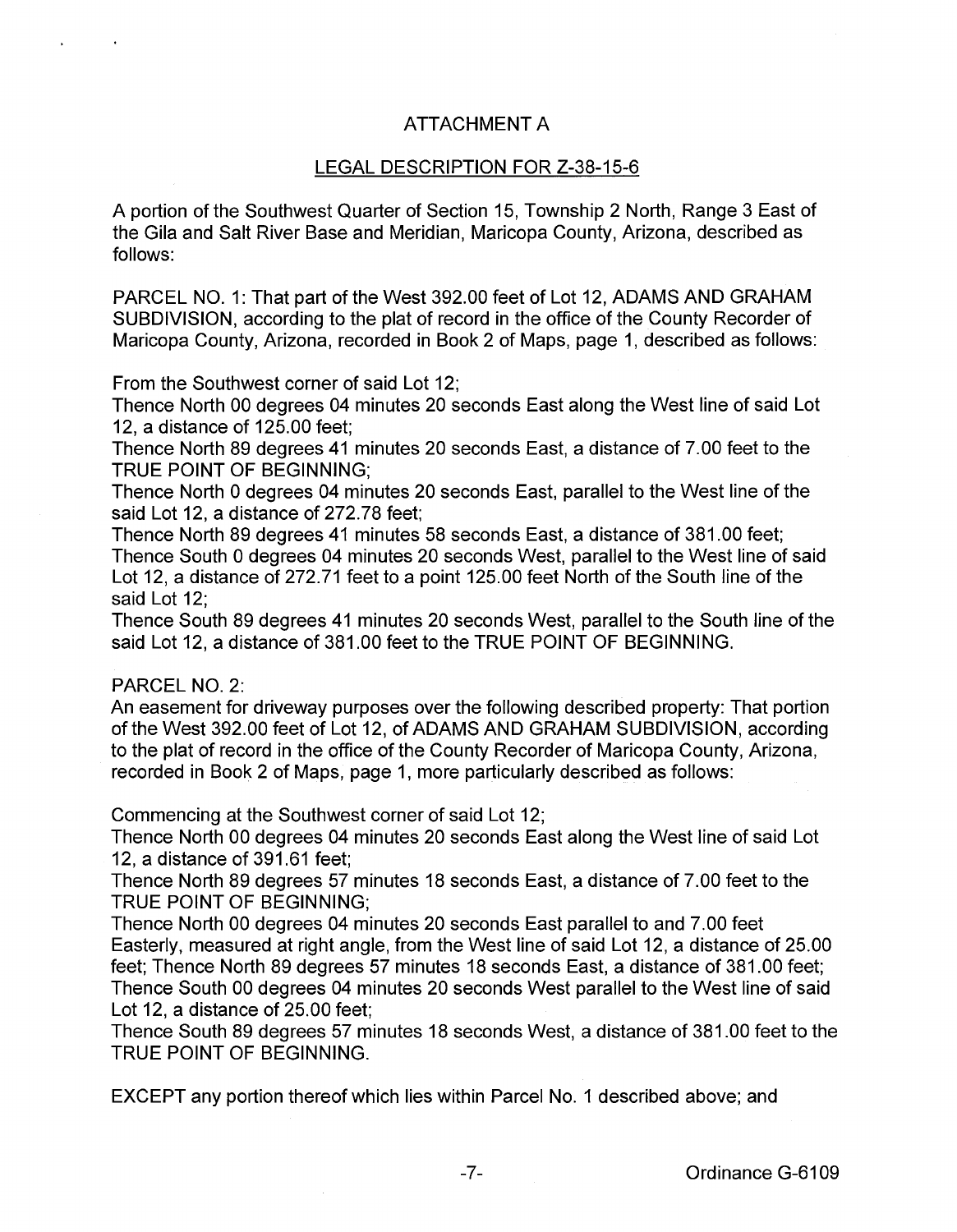## ATTACHMENT A

## LEGAL DESCRIPTION FOR Z-38-15-6

A portion of the Southwest Quarter of Section 15, Township 2 North, Range 3 East of the Gila and Salt River Base and Meridian, Maricopa County, Arizona, described as follows:

PARCEL NO. 1: That part of the West 392.00 feet of Lot 12, ADAMS AND GRAHAM SUBDIVISION, according to the plat of record in the office of the County Recorder of Maricopa County, Arizona, recorded in Book 2 of Maps, page 1, described as follows:

From the Southwest corner of said Lot 12;
Thence North 00 degrees 04 minutes 20 seconds East along the West line of said Lot 12, a distance of 125.00 feet;
Thence North 89 degrees 41 minutes 20 seconds East, a distance of 7.00 feet to the TRUE POINT OF BEGINNING;
Thence North 0 degrees 04 minutes 20 seconds East, parallel to the West line of the said Lot 12, a distance of 272.78 feet;
Thence North 89 degrees 41 minutes 58 seconds East, a distance of 381.00 feet;
Thence South 0 degrees 04 minutes 20 seconds West, parallel to the West line of said Lot 12, a distance of 272.71 feet to a point 125.00 feet North of the South line of the said Lot 12;
Thence South 89 degrees 41 minutes 20 seconds West, parallel to the South line of the said Lot 12, a distance of 381.00 feet to the TRUE POINT OF BEGINNING.

PARCEL NO. 2:
An easement for driveway purposes over the following described property: That portion of the West 392.00 feet of Lot 12, of ADAMS AND GRAHAM SUBDIVISION, according to the plat of record in the office of the County Recorder of Maricopa County, Arizona, recorded in Book 2 of Maps, page 1, more particularly described as follows:

Commencing at the Southwest corner of said Lot 12;
Thence North 00 degrees 04 minutes 20 seconds East along the West line of said Lot 12, a distance of 391.61 feet;
Thence North 89 degrees 57 minutes 18 seconds East, a distance of 7.00 feet to the TRUE POINT OF BEGINNING;
Thence North 00 degrees 04 minutes 20 seconds East parallel to and 7.00 feet Easterly, measured at right angle, from the West line of said Lot 12, a distance of 25.00 feet; Thence North 89 degrees 57 minutes 18 seconds East, a distance of 381.00 feet;
Thence South 00 degrees 04 minutes 20 seconds West parallel to the West line of said Lot 12, a distance of 25.00 feet;
Thence South 89 degrees 57 minutes 18 seconds West, a distance of 381.00 feet to the TRUE POINT OF BEGINNING.

EXCEPT any portion thereof which lies within Parcel No. 1 described above; and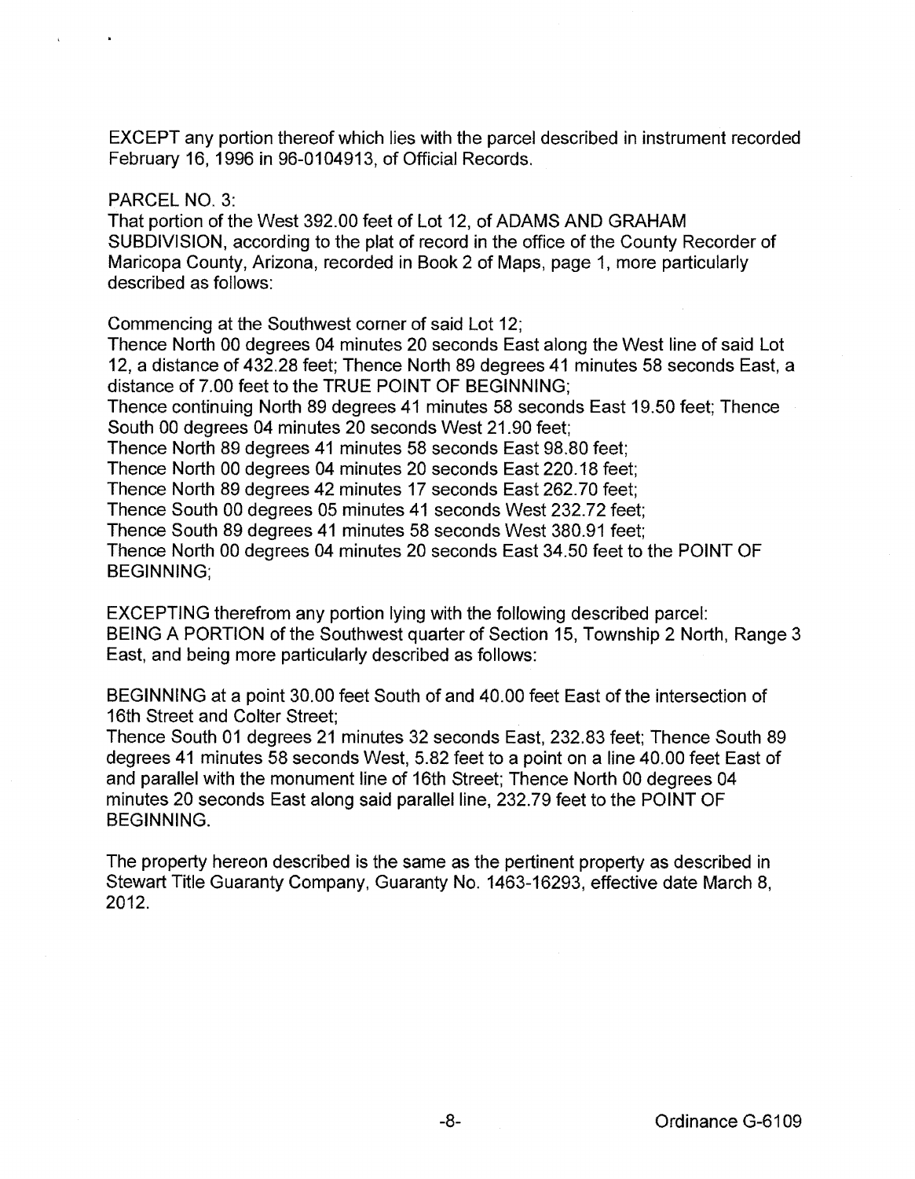EXCEPT any portion thereof which lies with the parcel described in instrument recorded February 16, 1996 in 96-0104913, of Official Records.

PARCEL NO. 3:
That portion of the West 392.00 feet of Lot 12, of ADAMS AND GRAHAM SUBDIVISION, according to the plat of record in the office of the County Recorder of Maricopa County, Arizona, recorded in Book 2 of Maps, page 1, more particularly described as follows:

Commencing at the Southwest corner of said Lot 12;
Thence North 00 degrees 04 minutes 20 seconds East along the West line of said Lot 12, a distance of 432.28 feet; Thence North 89 degrees 41 minutes 58 seconds East, a distance of 7.00 feet to the TRUE POINT OF BEGINNING;
Thence continuing North 89 degrees 41 minutes 58 seconds East 19.50 feet; Thence South 00 degrees 04 minutes 20 seconds West 21.90 feet;
Thence North 89 degrees 41 minutes 58 seconds East 98.80 feet;
Thence North 00 degrees 04 minutes 20 seconds East 220.18 feet;
Thence North 89 degrees 42 minutes 17 seconds East 262.70 feet;
Thence South 00 degrees 05 minutes 41 seconds West 232.72 feet;
Thence South 89 degrees 41 minutes 58 seconds West 380.91 feet;
Thence North 00 degrees 04 minutes 20 seconds East 34.50 feet to the POINT OF BEGINNING;

EXCEPTING therefrom any portion lying with the following described parcel:
BEING A PORTION of the Southwest quarter of Section 15, Township 2 North, Range 3 East, and being more particularly described as follows:

BEGINNING at a point 30.00 feet South of and 40.00 feet East of the intersection of 16th Street and Colter Street;
Thence South 01 degrees 21 minutes 32 seconds East, 232.83 feet; Thence South 89 degrees 41 minutes 58 seconds West, 5.82 feet to a point on a line 40.00 feet East of and parallel with the monument line of 16th Street; Thence North 00 degrees 04 minutes 20 seconds East along said parallel line, 232.79 feet to the POINT OF BEGINNING.

The property hereon described is the same as the pertinent property as described in Stewart Title Guaranty Company, Guaranty No. 1463-16293, effective date March 8, 2012.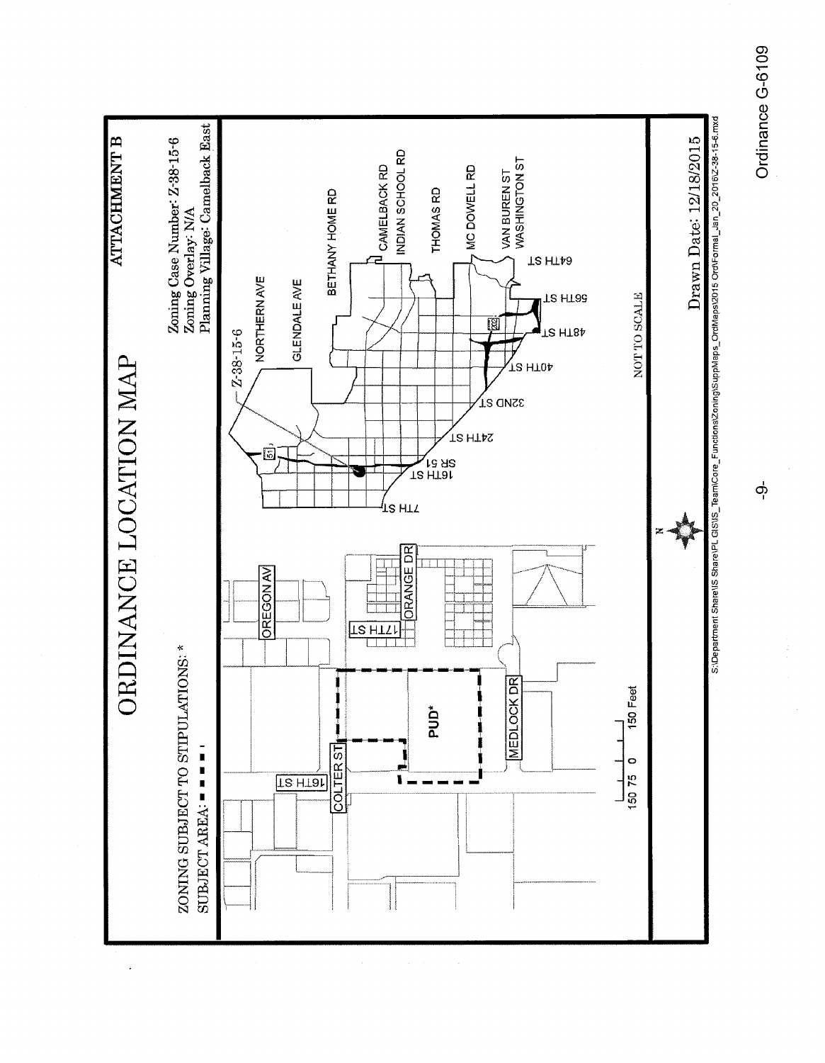# ORDINANCE LOCATION MAP

**ATTACHMENT B**

ZONING SUBJECT TO STIPULATIONS: *

SUBJECT AREA: ▪ ▪ ▪ ▪ ▪ ▪

Zoning Case Number: Z-38-15-6
Zoning Overlay: N/A
Planning Village: Camelback East

OREGON AV
17TH ST
ORANGE DR
16TH ST
COLTER ST
PUD*
MEDLOCK DR

150 75 0 150 Feet

Z-38-15-6
NORTHERN AVE
GLENDALE AVE
BETHANY HOME RD
CAMELBACK RD
INDIAN SCHOOL RD
THOMAS RD
MC DOWELL RD
VAN BUREN ST
WASHINGTON ST
7TH ST
16TH ST
SR 51
24TH ST
32ND ST
40TH ST
48TH ST
56TH ST
64TH ST
51
202

NOT TO SCALE

N

Drawn Date: 12/18/2015

S:\Department Share\IS Share\PL GIS\IS_Team\Core_Functions\Zoning\SuppMaps_OrdMaps\2015 Ord\Formal_Jan_20_2016\Z-38-15-6.mxd

Ordinance G-6109